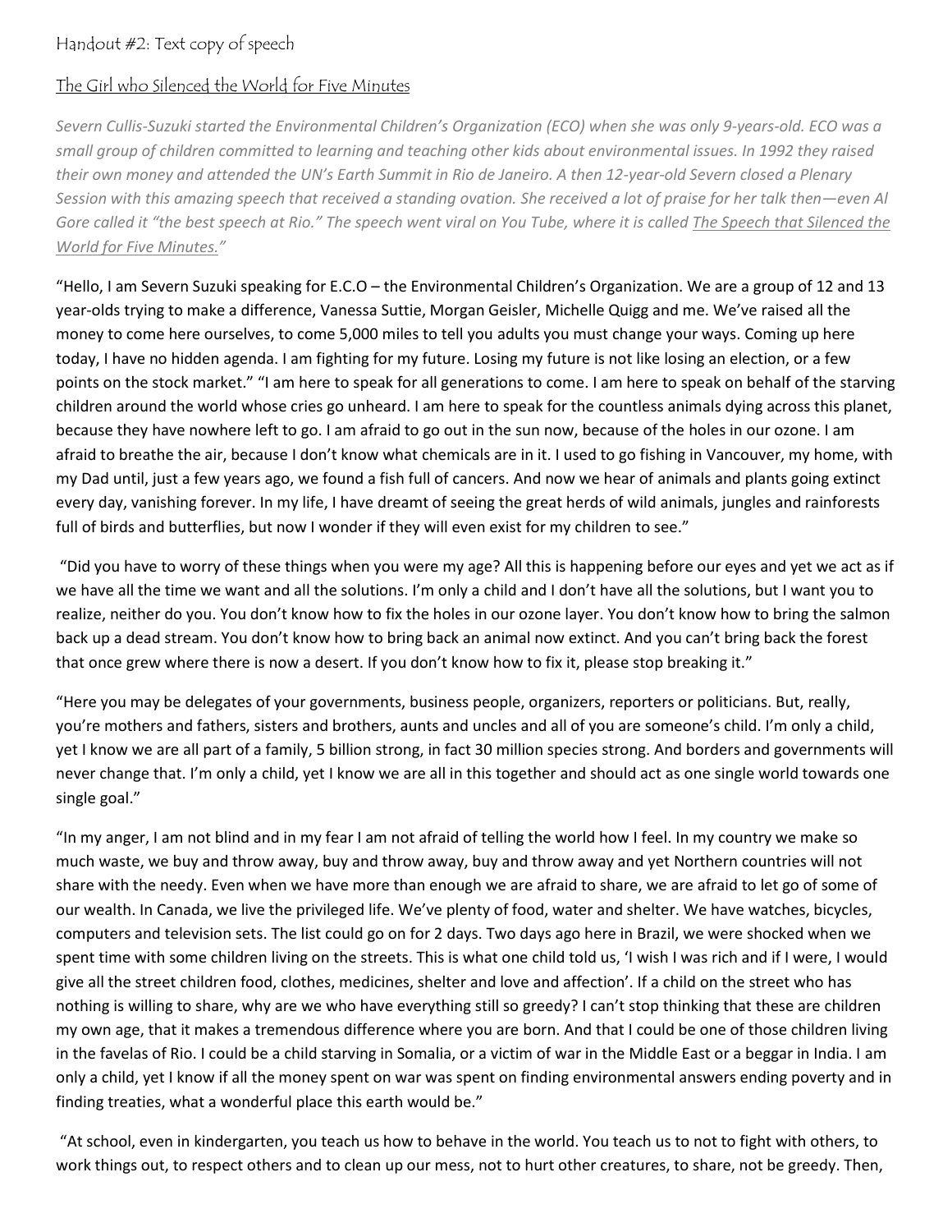Handout #2: Text copy of speech

## The Girl who Silenced the World for Five Minutes

*Severn Cullis-Suzuki started the Environmental Children's Organization (ECO) when she was only 9-years-old. ECO was a small group of children committed to learning and teaching other kids about environmental issues. In 1992 they raised their own money and attended the UN's Earth Summit in Rio de Janeiro. A then 12-year-old Severn closed a Plenary Session with this amazing speech that received a standing ovation. She received a lot of praise for her talk then—even Al Gore called it "the best speech at Rio." The speech went viral on You Tube, where it is called The Speech that Silenced the World for Five Minutes."*

"Hello, I am Severn Suzuki speaking for E.C.O – the Environmental Children's Organization. We are a group of 12 and 13 year-olds trying to make a difference, Vanessa Suttie, Morgan Geisler, Michelle Quigg and me. We've raised all the money to come here ourselves, to come 5,000 miles to tell you adults you must change your ways. Coming up here today, I have no hidden agenda. I am fighting for my future. Losing my future is not like losing an election, or a few points on the stock market." "I am here to speak for all generations to come. I am here to speak on behalf of the starving children around the world whose cries go unheard. I am here to speak for the countless animals dying across this planet, because they have nowhere left to go. I am afraid to go out in the sun now, because of the holes in our ozone. I am afraid to breathe the air, because I don't know what chemicals are in it. I used to go fishing in Vancouver, my home, with my Dad until, just a few years ago, we found a fish full of cancers. And now we hear of animals and plants going extinct every day, vanishing forever. In my life, I have dreamt of seeing the great herds of wild animals, jungles and rainforests full of birds and butterflies, but now I wonder if they will even exist for my children to see."

"Did you have to worry of these things when you were my age? All this is happening before our eyes and yet we act as if we have all the time we want and all the solutions. I'm only a child and I don't have all the solutions, but I want you to realize, neither do you. You don't know how to fix the holes in our ozone layer. You don't know how to bring the salmon back up a dead stream. You don't know how to bring back an animal now extinct. And you can't bring back the forest that once grew where there is now a desert. If you don't know how to fix it, please stop breaking it."

"Here you may be delegates of your governments, business people, organizers, reporters or politicians. But, really, you're mothers and fathers, sisters and brothers, aunts and uncles and all of you are someone's child. I'm only a child, yet I know we are all part of a family, 5 billion strong, in fact 30 million species strong. And borders and governments will never change that. I'm only a child, yet I know we are all in this together and should act as one single world towards one single goal."

"In my anger, I am not blind and in my fear I am not afraid of telling the world how I feel. In my country we make so much waste, we buy and throw away, buy and throw away, buy and throw away and yet Northern countries will not share with the needy. Even when we have more than enough we are afraid to share, we are afraid to let go of some of our wealth. In Canada, we live the privileged life. We've plenty of food, water and shelter. We have watches, bicycles, computers and television sets. The list could go on for 2 days. Two days ago here in Brazil, we were shocked when we spent time with some children living on the streets. This is what one child told us, 'I wish I was rich and if I were, I would give all the street children food, clothes, medicines, shelter and love and affection'. If a child on the street who has nothing is willing to share, why are we who have everything still so greedy? I can't stop thinking that these are children my own age, that it makes a tremendous difference where you are born. And that I could be one of those children living in the favelas of Rio. I could be a child starving in Somalia, or a victim of war in the Middle East or a beggar in India. I am only a child, yet I know if all the money spent on war was spent on finding environmental answers ending poverty and in finding treaties, what a wonderful place this earth would be."

"At school, even in kindergarten, you teach us how to behave in the world. You teach us to not to fight with others, to work things out, to respect others and to clean up our mess, not to hurt other creatures, to share, not be greedy. Then,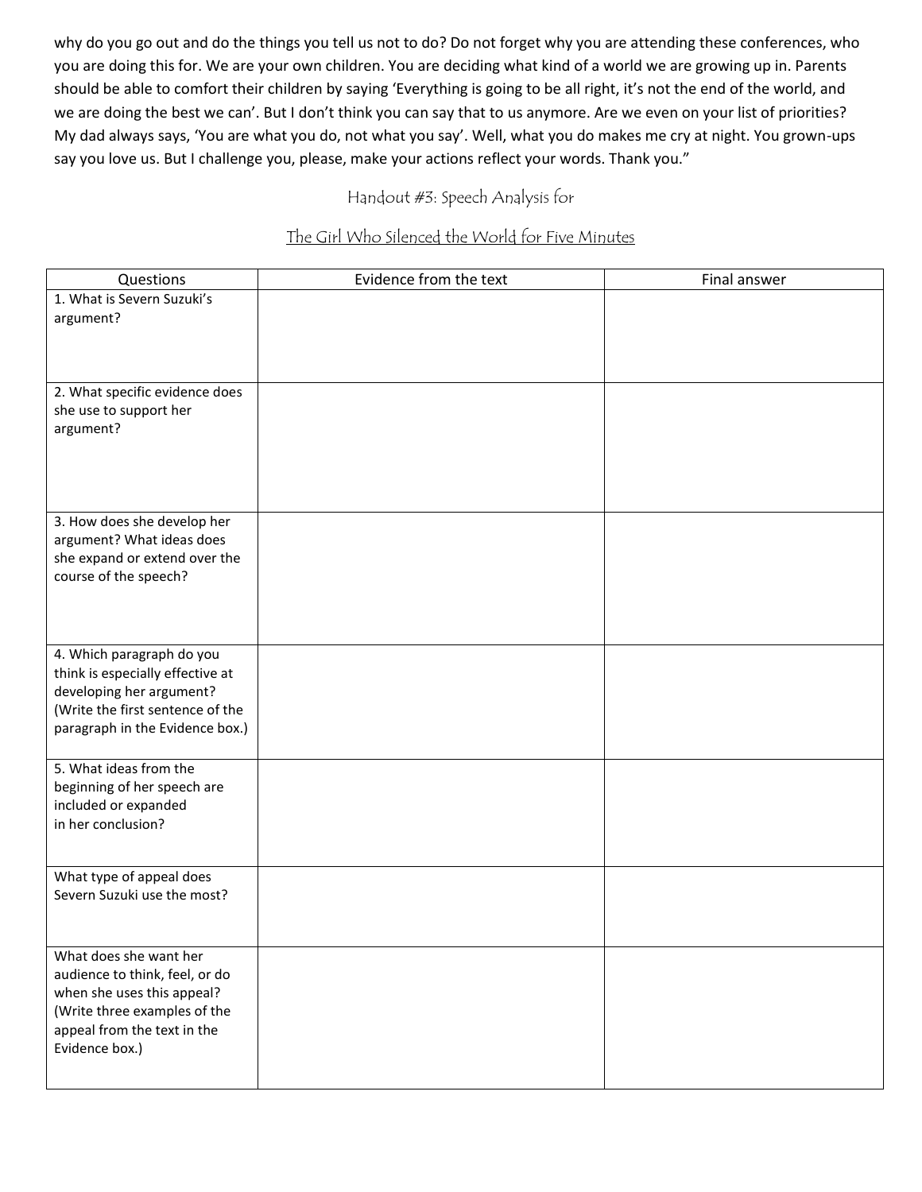why do you go out and do the things you tell us not to do? Do not forget why you are attending these conferences, who you are doing this for. We are your own children. You are deciding what kind of a world we are growing up in. Parents should be able to comfort their children by saying 'Everything is going to be all right, it's not the end of the world, and we are doing the best we can'. But I don't think you can say that to us anymore. Are we even on your list of priorities? My dad always says, 'You are what you do, not what you say'. Well, what you do makes me cry at night. You grown-ups say you love us. But I challenge you, please, make your actions reflect your words. Thank you."

## Handout #3: Speech Analysis for

## The Girl Who Silenced the World for Five Minutes

| Questions | Evidence from the text | Final answer |
|---|---|---|
| 1. What is Severn Suzuki's argument? | | |
| 2. What specific evidence does she use to support her argument? | | |
| 3. How does she develop her argument? What ideas does she expand or extend over the course of the speech? | | |
| 4. Which paragraph do you think is especially effective at developing her argument? (Write the first sentence of the paragraph in the Evidence box.) | | |
| 5. What ideas from the beginning of her speech are included or expanded in her conclusion? | | |
| What type of appeal does Severn Suzuki use the most? | | |
| What does she want her audience to think, feel, or do when she uses this appeal? (Write three examples of the appeal from the text in the Evidence box.) | | |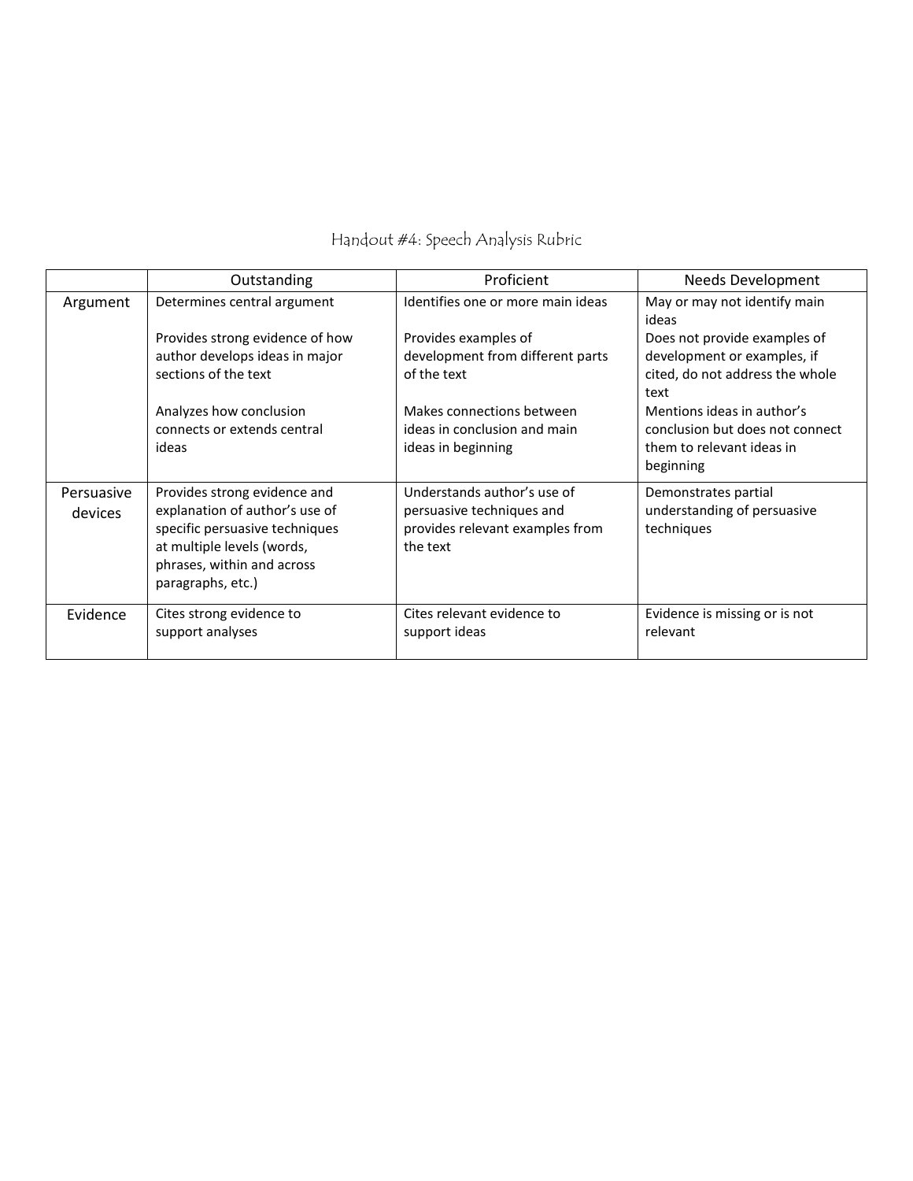# Handout #4: Speech Analysis Rubric

| | Outstanding | Proficient | Needs Development |
|---|---|---|---|
| Argument | Determines central argument<br><br>Provides strong evidence of how author develops ideas in major sections of the text<br><br>Analyzes how conclusion connects or extends central ideas | Identifies one or more main ideas<br><br>Provides examples of development from different parts of the text<br><br>Makes connections between ideas in conclusion and main ideas in beginning | May or may not identify main ideas<br>Does not provide examples of development or examples, if cited, do not address the whole text<br>Mentions ideas in author's conclusion but does not connect them to relevant ideas in beginning |
| Persuasive devices | Provides strong evidence and explanation of author's use of specific persuasive techniques at multiple levels (words, phrases, within and across paragraphs, etc.) | Understands author's use of persuasive techniques and provides relevant examples from the text | Demonstrates partial understanding of persuasive techniques |
| Evidence | Cites strong evidence to support analyses | Cites relevant evidence to support ideas | Evidence is missing or is not relevant |